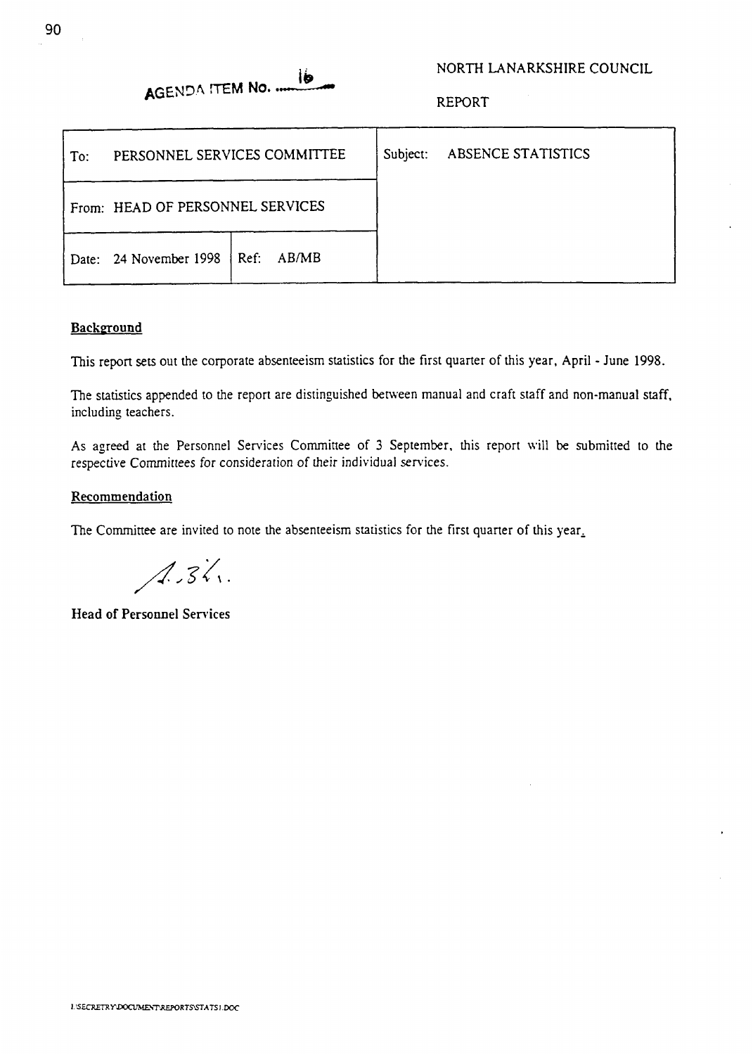AGENDA ITEM No. 16

NORTH LANARKSHIRE COUNCIL

REPORT

| To: PERSONNEL SERVICES COMMITTEE | | Subject: ABSENCE STATISTICS |
|---|---|---|
| From: HEAD OF PERSONNEL SERVICES | | |
| Date: 24 November 1998 | Ref: AB/MB | |

**Background**

This report sets out the corporate absenteeism statistics for the first quarter of this year, April - June 1998.

The statistics appended to the report are distinguished between manual and craft staff and non-manual staff, including teachers.

As agreed at the Personnel Services Committee of 3 September, this report will be submitted to the respective Committees for consideration of their individual services.

**Recommendation**

The Committee are invited to note the absenteeism statistics for the first quarter of this year.

Head of Personnel Services

I:\SECRETRY\DOCUMENT\REPORTS\STATS1.DOC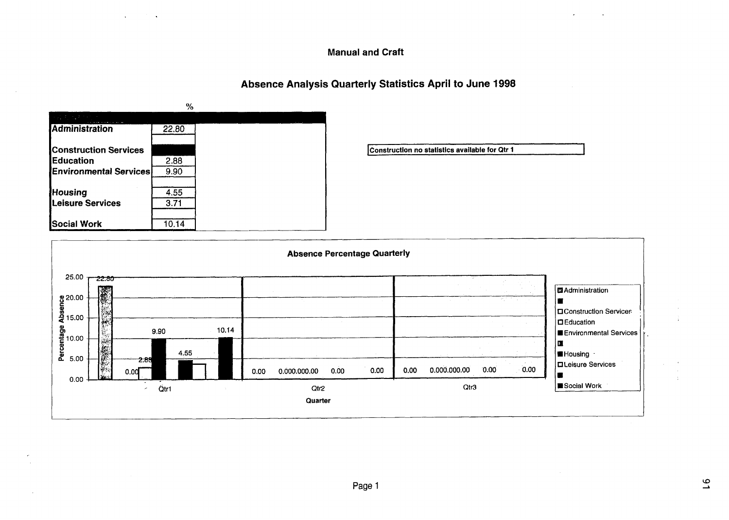## Manual and Craft

## Absence Analysis Quarterly Statistics April to June 1998

| | % |
|---|---|
| Administration | 22.80 |
| | |
| Construction Services | |
| Education | 2.88 |
| Environmental Services | 9.90 |
| | |
| Housing | 4.55 |
| Leisure Services | 3.71 |
| | |
| Social Work | 10.14 |

Construction no statistics available for Qtr 1

**Absence Percentage Quarterly**

| Quarter | Administration | Construction Services | Education | Environmental Services | Housing | Leisure Services | Social Work |
|---|---|---|---|---|---|---|---|
| Qtr1 | 22.80 | 0.00 | 2.88 | 9.90 | 4.55 | | 10.14 |
| Qtr2 | 0.00 | 0.00 | 0.00 | 0.00 | 0.00 | | 0.00 |
| Qtr3 | 0.00 | 0.00 | 0.00 | 0.00 | 0.00 | | 0.00 |

Percentage Absence

Quarter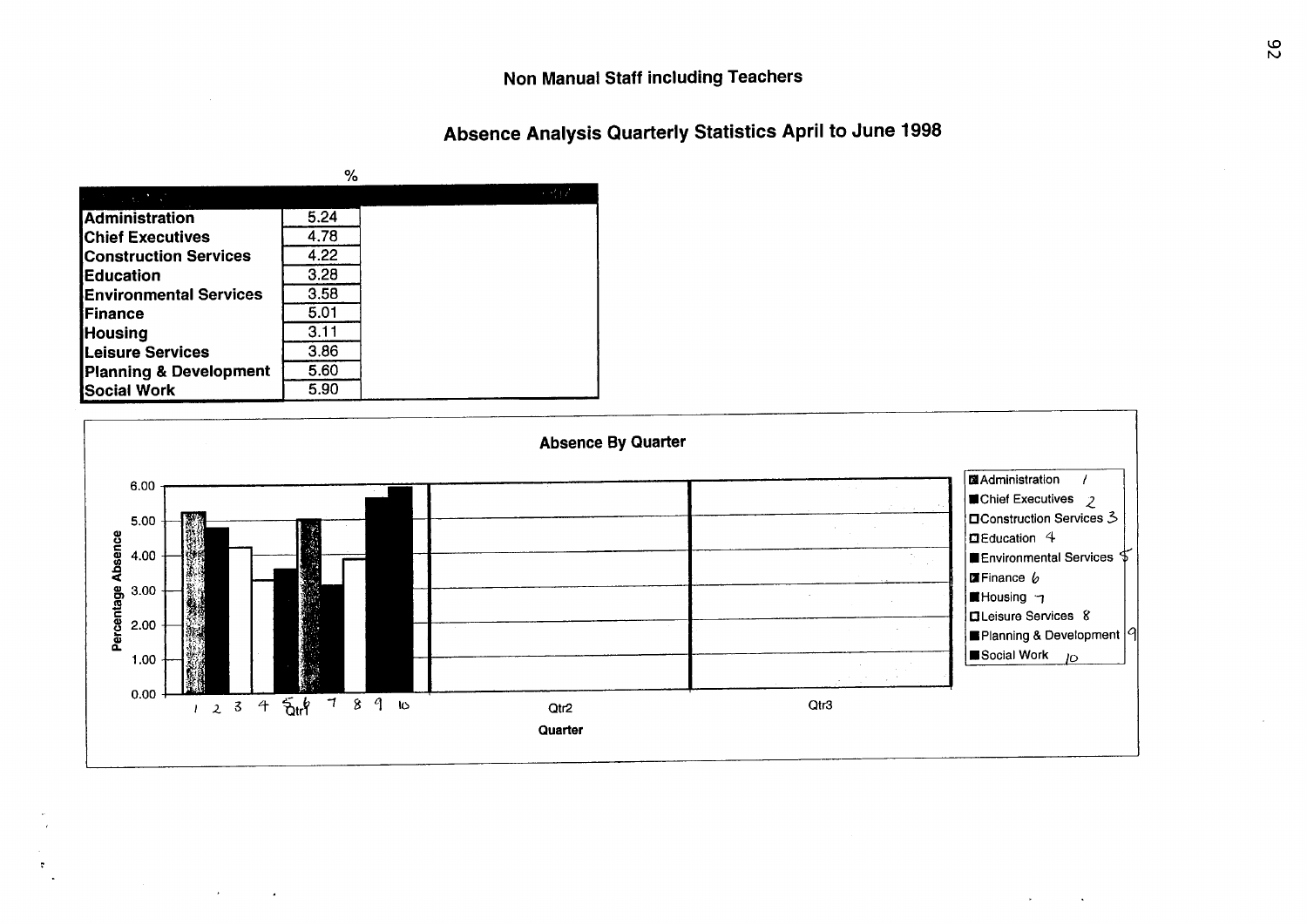## Non Manual Staff including Teachers

## Absence Analysis Quarterly Statistics April to June 1998

| | % |
|---|---|
| Administration | 5.24 |
| Chief Executives | 4.78 |
| Construction Services | 4.22 |
| Education | 3.28 |
| Environmental Services | 3.58 |
| Finance | 5.01 |
| Housing | 3.11 |
| Leisure Services | 3.86 |
| Planning & Development | 5.60 |
| Social Work | 5.90 |

Absence By Quarter

Percentage Absence

6.00
5.00
4.00
3.00
2.00
1.00
0.00

1 2 3 4 5 6 7 8 9 10

Qtr1

Qtr2

Qtr3

Quarter

Administration 1
Chief Executives 2
Construction Services 3
Education 4
Environmental Services 5
Finance 6
Housing 7
Leisure Services 8
Planning & Development 9
Social Work 10